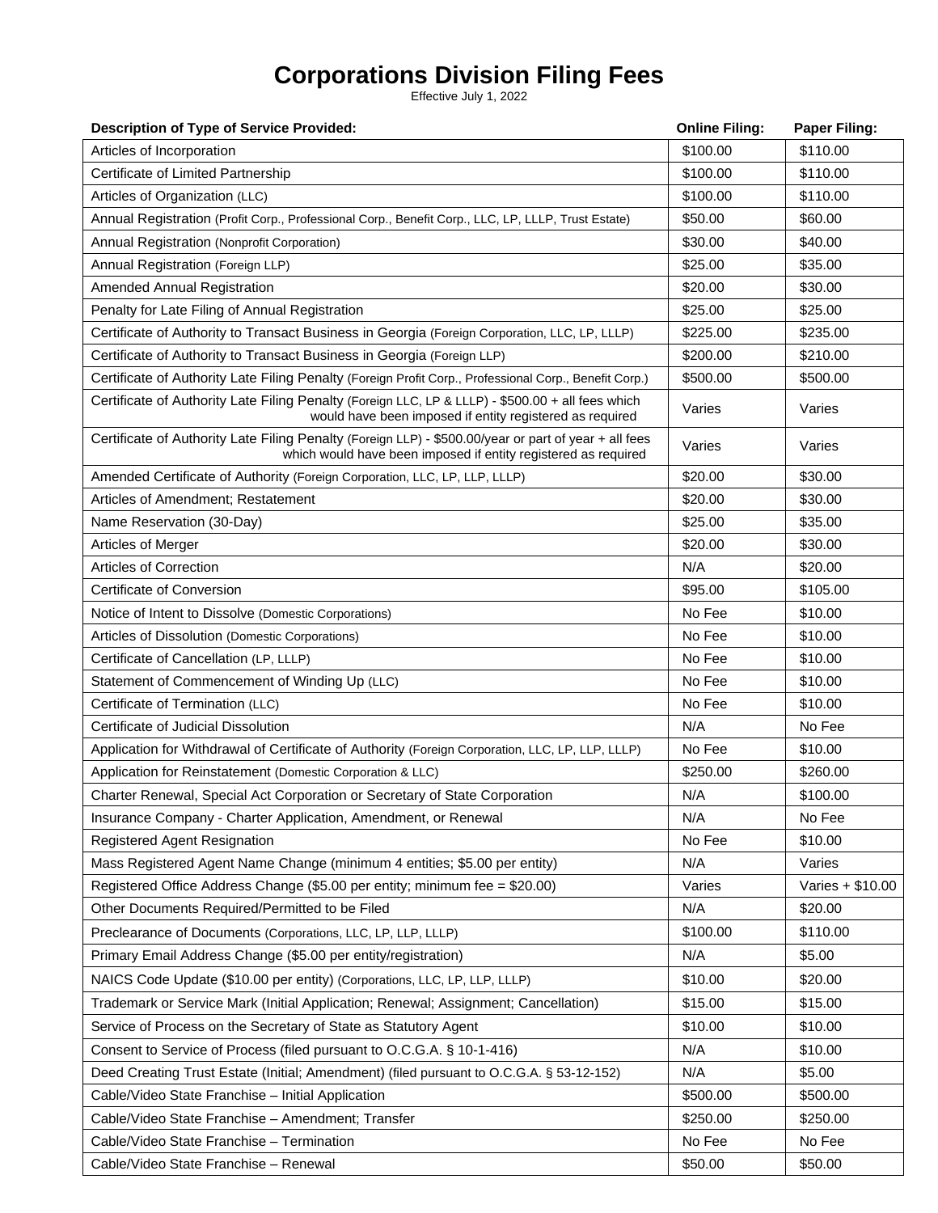# Corporations Division Filing Fees

Effective July 1, 2022

| Description of Type of Service Provided: | Online Filing: | Paper Filing: |
|---|---|---|
| Articles of Incorporation | $100.00 | $110.00 |
| Certificate of Limited Partnership | $100.00 | $110.00 |
| Articles of Organization (LLC) | $100.00 | $110.00 |
| Annual Registration (Profit Corp., Professional Corp., Benefit Corp., LLC, LP, LLLP, Trust Estate) | $50.00 | $60.00 |
| Annual Registration (Nonprofit Corporation) | $30.00 | $40.00 |
| Annual Registration (Foreign LLP) | $25.00 | $35.00 |
| Amended Annual Registration | $20.00 | $30.00 |
| Penalty for Late Filing of Annual Registration | $25.00 | $25.00 |
| Certificate of Authority to Transact Business in Georgia (Foreign Corporation, LLC, LP, LLLP) | $225.00 | $235.00 |
| Certificate of Authority to Transact Business in Georgia (Foreign LLP) | $200.00 | $210.00 |
| Certificate of Authority Late Filing Penalty (Foreign Profit Corp., Professional Corp., Benefit Corp.) | $500.00 | $500.00 |
| Certificate of Authority Late Filing Penalty (Foreign LLC, LP & LLLP) - $500.00 + all fees which would have been imposed if entity registered as required | Varies | Varies |
| Certificate of Authority Late Filing Penalty (Foreign LLP) - $500.00/year or part of year + all fees which would have been imposed if entity registered as required | Varies | Varies |
| Amended Certificate of Authority (Foreign Corporation, LLC, LP, LLP, LLLP) | $20.00 | $30.00 |
| Articles of Amendment; Restatement | $20.00 | $30.00 |
| Name Reservation (30-Day) | $25.00 | $35.00 |
| Articles of Merger | $20.00 | $30.00 |
| Articles of Correction | N/A | $20.00 |
| Certificate of Conversion | $95.00 | $105.00 |
| Notice of Intent to Dissolve (Domestic Corporations) | No Fee | $10.00 |
| Articles of Dissolution (Domestic Corporations) | No Fee | $10.00 |
| Certificate of Cancellation (LP, LLLP) | No Fee | $10.00 |
| Statement of Commencement of Winding Up (LLC) | No Fee | $10.00 |
| Certificate of Termination (LLC) | No Fee | $10.00 |
| Certificate of Judicial Dissolution | N/A | No Fee |
| Application for Withdrawal of Certificate of Authority (Foreign Corporation, LLC, LP, LLP, LLLP) | No Fee | $10.00 |
| Application for Reinstatement (Domestic Corporation & LLC) | $250.00 | $260.00 |
| Charter Renewal, Special Act Corporation or Secretary of State Corporation | N/A | $100.00 |
| Insurance Company - Charter Application, Amendment, or Renewal | N/A | No Fee |
| Registered Agent Resignation | No Fee | $10.00 |
| Mass Registered Agent Name Change (minimum 4 entities; $5.00 per entity) | N/A | Varies |
| Registered Office Address Change ($5.00 per entity; minimum fee = $20.00) | Varies | Varies + $10.00 |
| Other Documents Required/Permitted to be Filed | N/A | $20.00 |
| Preclearance of Documents (Corporations, LLC, LP, LLP, LLLP) | $100.00 | $110.00 |
| Primary Email Address Change ($5.00 per entity/registration) | N/A | $5.00 |
| NAICS Code Update ($10.00 per entity) (Corporations, LLC, LP, LLP, LLLP) | $10.00 | $20.00 |
| Trademark or Service Mark (Initial Application; Renewal; Assignment; Cancellation) | $15.00 | $15.00 |
| Service of Process on the Secretary of State as Statutory Agent | $10.00 | $10.00 |
| Consent to Service of Process (filed pursuant to O.C.G.A. § 10-1-416) | N/A | $10.00 |
| Deed Creating Trust Estate (Initial; Amendment) (filed pursuant to O.C.G.A. § 53-12-152) | N/A | $5.00 |
| Cable/Video State Franchise – Initial Application | $500.00 | $500.00 |
| Cable/Video State Franchise – Amendment; Transfer | $250.00 | $250.00 |
| Cable/Video State Franchise – Termination | No Fee | No Fee |
| Cable/Video State Franchise – Renewal | $50.00 | $50.00 |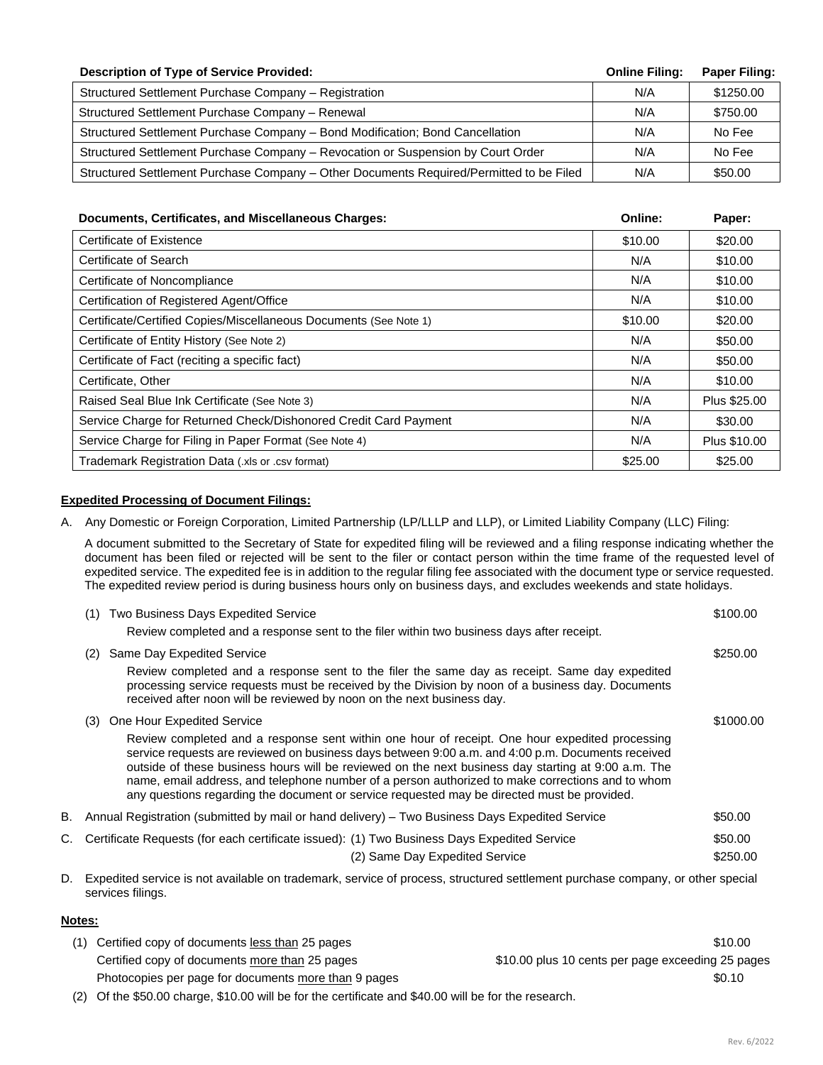| Description of Type of Service Provided: | Online Filing: | Paper Filing: |
|---|---|---|
| Structured Settlement Purchase Company – Registration | N/A | $1250.00 |
| Structured Settlement Purchase Company – Renewal | N/A | $750.00 |
| Structured Settlement Purchase Company – Bond Modification; Bond Cancellation | N/A | No Fee |
| Structured Settlement Purchase Company – Revocation or Suspension by Court Order | N/A | No Fee |
| Structured Settlement Purchase Company – Other Documents Required/Permitted to be Filed | N/A | $50.00 |

| Documents, Certificates, and Miscellaneous Charges: | Online: | Paper: |
|---|---|---|
| Certificate of Existence | $10.00 | $20.00 |
| Certificate of Search | N/A | $10.00 |
| Certificate of Noncompliance | N/A | $10.00 |
| Certification of Registered Agent/Office | N/A | $10.00 |
| Certificate/Certified Copies/Miscellaneous Documents (See Note 1) | $10.00 | $20.00 |
| Certificate of Entity History (See Note 2) | N/A | $50.00 |
| Certificate of Fact (reciting a specific fact) | N/A | $50.00 |
| Certificate, Other | N/A | $10.00 |
| Raised Seal Blue Ink Certificate (See Note 3) | N/A | Plus $25.00 |
| Service Charge for Returned Check/Dishonored Credit Card Payment | N/A | $30.00 |
| Service Charge for Filing in Paper Format (See Note 4) | N/A | Plus $10.00 |
| Trademark Registration Data (.xls or .csv format) | $25.00 | $25.00 |

**Expedited Processing of Document Filings:**

A. Any Domestic or Foreign Corporation, Limited Partnership (LP/LLLP and LLP), or Limited Liability Company (LLC) Filing:

A document submitted to the Secretary of State for expedited filing will be reviewed and a filing response indicating whether the document has been filed or rejected will be sent to the filer or contact person within the time frame of the requested level of expedited service. The expedited fee is in addition to the regular filing fee associated with the document type or service requested. The expedited review period is during business hours only on business days, and excludes weekends and state holidays.

(1) Two Business Days Expedited Service — $100.00

Review completed and a response sent to the filer within two business days after receipt.

(2) Same Day Expedited Service — $250.00

Review completed and a response sent to the filer the same day as receipt. Same day expedited processing service requests must be received by the Division by noon of a business day. Documents received after noon will be reviewed by noon on the next business day.

(3) One Hour Expedited Service — $1000.00

Review completed and a response sent within one hour of receipt. One hour expedited processing service requests are reviewed on business days between 9:00 a.m. and 4:00 p.m. Documents received outside of these business hours will be reviewed on the next business day starting at 9:00 a.m. The name, email address, and telephone number of a person authorized to make corrections and to whom any questions regarding the document or service requested may be directed must be provided.

B. Annual Registration (submitted by mail or hand delivery) – Two Business Days Expedited Service — $50.00

C. Certificate Requests (for each certificate issued): (1) Two Business Days Expedited Service — $50.00
(2) Same Day Expedited Service — $250.00

D. Expedited service is not available on trademark, service of process, structured settlement purchase company, or other special services filings.

**Notes:**

(1) Certified copy of documents <u>less than</u> 25 pages — $10.00
Certified copy of documents <u>more than</u> 25 pages — $10.00 plus 10 cents per page exceeding 25 pages
Photocopies per page for documents <u>more than</u> 9 pages — $0.10

(2) Of the $50.00 charge, $10.00 will be for the certificate and $40.00 will be for the research.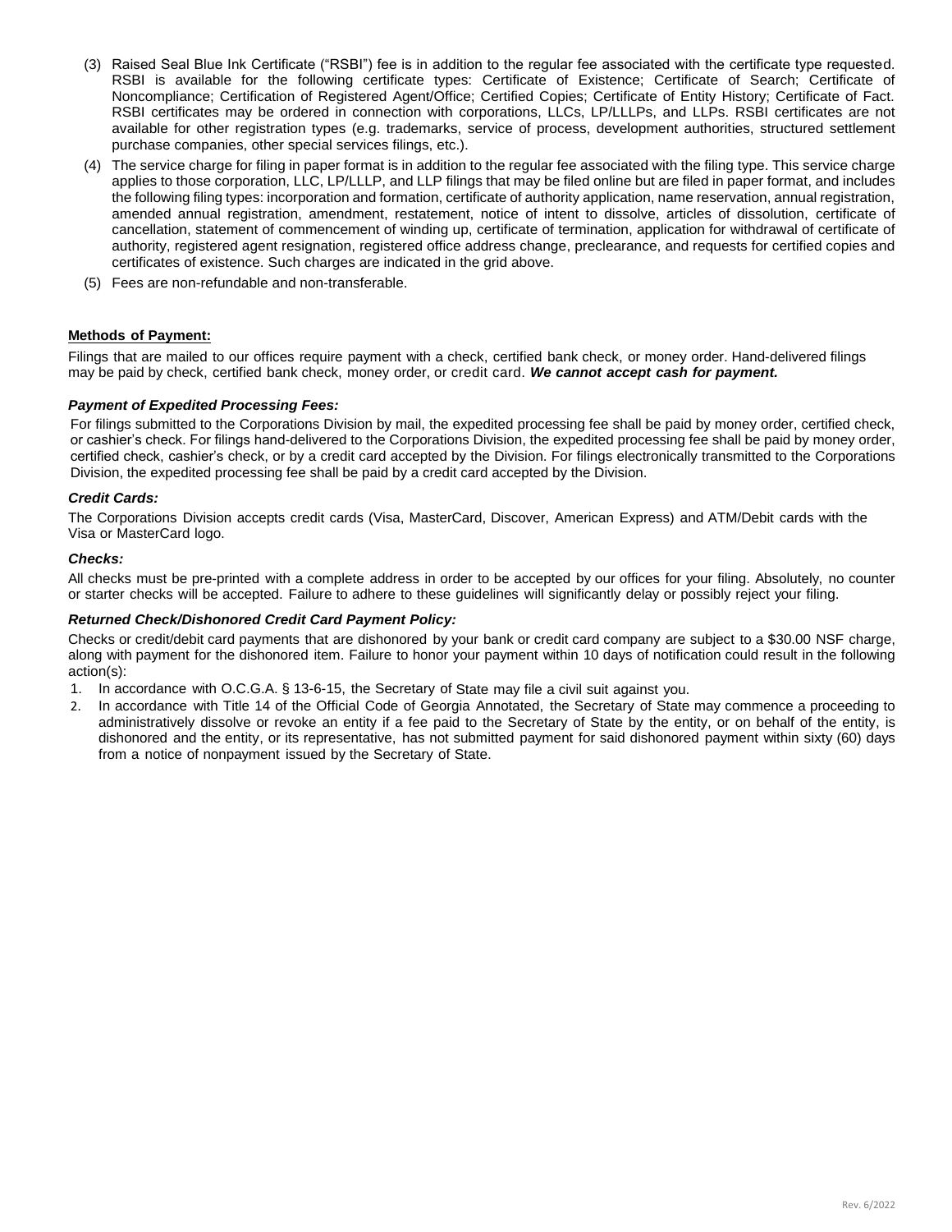(3) Raised Seal Blue Ink Certificate ("RSBI") fee is in addition to the regular fee associated with the certificate type requested. RSBI is available for the following certificate types: Certificate of Existence; Certificate of Search; Certificate of Noncompliance; Certification of Registered Agent/Office; Certified Copies; Certificate of Entity History; Certificate of Fact. RSBI certificates may be ordered in connection with corporations, LLCs, LP/LLLPs, and LLPs. RSBI certificates are not available for other registration types (e.g. trademarks, service of process, development authorities, structured settlement purchase companies, other special services filings, etc.).

(4) The service charge for filing in paper format is in addition to the regular fee associated with the filing type. This service charge applies to those corporation, LLC, LP/LLLP, and LLP filings that may be filed online but are filed in paper format, and includes the following filing types: incorporation and formation, certificate of authority application, name reservation, annual registration, amended annual registration, amendment, restatement, notice of intent to dissolve, articles of dissolution, certificate of cancellation, statement of commencement of winding up, certificate of termination, application for withdrawal of certificate of authority, registered agent resignation, registered office address change, preclearance, and requests for certified copies and certificates of existence. Such charges are indicated in the grid above.

(5) Fees are non-refundable and non-transferable.

**Methods of Payment:**

Filings that are mailed to our offices require payment with a check, certified bank check, or money order. Hand-delivered filings may be paid by check, certified bank check, money order, or credit card. ***We cannot accept cash for payment.***

***Payment of Expedited Processing Fees:***

For filings submitted to the Corporations Division by mail, the expedited processing fee shall be paid by money order, certified check, or cashier's check. For filings hand-delivered to the Corporations Division, the expedited processing fee shall be paid by money order, certified check, cashier's check, or by a credit card accepted by the Division. For filings electronically transmitted to the Corporations Division, the expedited processing fee shall be paid by a credit card accepted by the Division.

***Credit Cards:***

The Corporations Division accepts credit cards (Visa, MasterCard, Discover, American Express) and ATM/Debit cards with the Visa or MasterCard logo.

***Checks:***

All checks must be pre-printed with a complete address in order to be accepted by our offices for your filing. Absolutely, no counter or starter checks will be accepted. Failure to adhere to these guidelines will significantly delay or possibly reject your filing.

***Returned Check/Dishonored Credit Card Payment Policy:***

Checks or credit/debit card payments that are dishonored by your bank or credit card company are subject to a $30.00 NSF charge, along with payment for the dishonored item. Failure to honor your payment within 10 days of notification could result in the following action(s):

1. In accordance with O.C.G.A. § 13-6-15, the Secretary of State may file a civil suit against you.
2. In accordance with Title 14 of the Official Code of Georgia Annotated, the Secretary of State may commence a proceeding to administratively dissolve or revoke an entity if a fee paid to the Secretary of State by the entity, or on behalf of the entity, is dishonored and the entity, or its representative, has not submitted payment for said dishonored payment within sixty (60) days from a notice of nonpayment issued by the Secretary of State.

Rev. 6/2022